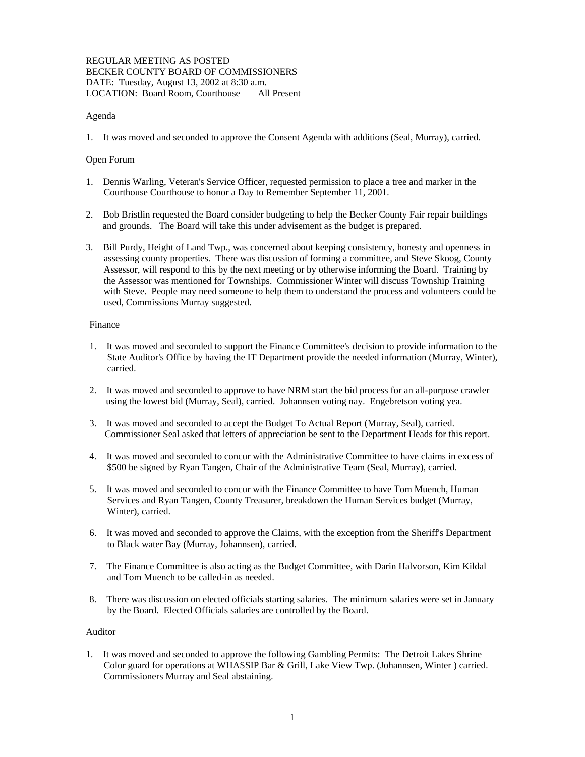REGULAR MEETING AS POSTED
BECKER COUNTY BOARD OF COMMISSIONERS
DATE: Tuesday, August 13, 2002 at 8:30 a.m.
LOCATION: Board Room, Courthouse    All Present

Agenda

1. It was moved and seconded to approve the Consent Agenda with additions (Seal, Murray), carried.

Open Forum

1. Dennis Warling, Veteran's Service Officer, requested permission to place a tree and marker in the Courthouse Courthouse to honor a Day to Remember September 11, 2001.

2. Bob Bristlin requested the Board consider budgeting to help the Becker County Fair repair buildings and grounds. The Board will take this under advisement as the budget is prepared.

3. Bill Purdy, Height of Land Twp., was concerned about keeping consistency, honesty and openness in assessing county properties. There was discussion of forming a committee, and Steve Skoog, County Assessor, will respond to this by the next meeting or by otherwise informing the Board. Training by the Assessor was mentioned for Townships. Commissioner Winter will discuss Township Training with Steve. People may need someone to help them to understand the process and volunteers could be used, Commissions Murray suggested.

Finance

1. It was moved and seconded to support the Finance Committee's decision to provide information to the State Auditor's Office by having the IT Department provide the needed information (Murray, Winter), carried.

2. It was moved and seconded to approve to have NRM start the bid process for an all-purpose crawler using the lowest bid (Murray, Seal), carried. Johannsen voting nay. Engebretson voting yea.

3. It was moved and seconded to accept the Budget To Actual Report (Murray, Seal), carried. Commissioner Seal asked that letters of appreciation be sent to the Department Heads for this report.

4. It was moved and seconded to concur with the Administrative Committee to have claims in excess of $500 be signed by Ryan Tangen, Chair of the Administrative Team (Seal, Murray), carried.

5. It was moved and seconded to concur with the Finance Committee to have Tom Muench, Human Services and Ryan Tangen, County Treasurer, breakdown the Human Services budget (Murray, Winter), carried.

6. It was moved and seconded to approve the Claims, with the exception from the Sheriff's Department to Black water Bay (Murray, Johannsen), carried.

7. The Finance Committee is also acting as the Budget Committee, with Darin Halvorson, Kim Kildal and Tom Muench to be called-in as needed.

8. There was discussion on elected officials starting salaries. The minimum salaries were set in January by the Board. Elected Officials salaries are controlled by the Board.

Auditor

1. It was moved and seconded to approve the following Gambling Permits: The Detroit Lakes Shrine Color guard for operations at WHASSIP Bar & Grill, Lake View Twp. (Johannsen, Winter ) carried. Commissioners Murray and Seal abstaining.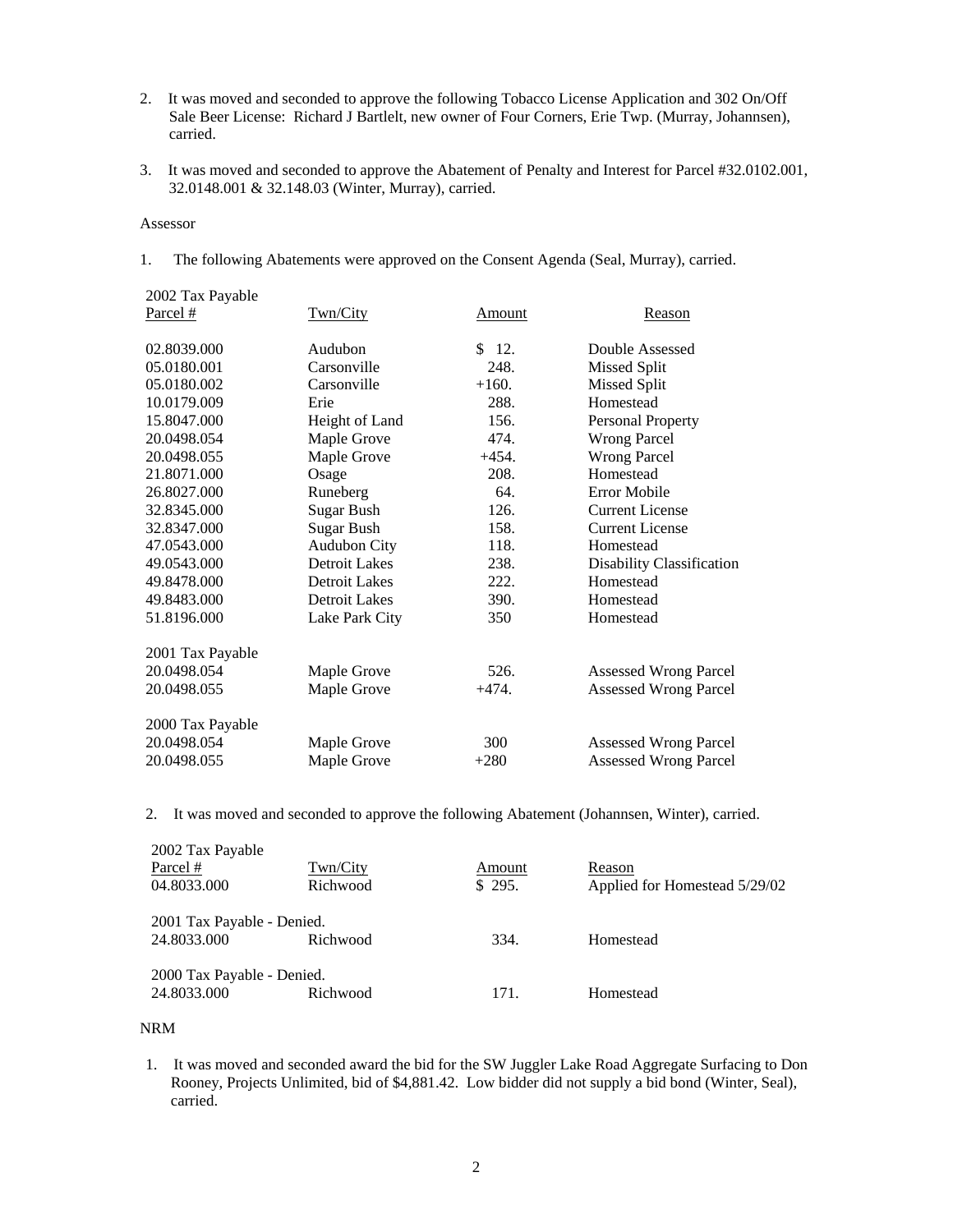2. It was moved and seconded to approve the following Tobacco License Application and 302 On/Off Sale Beer License: Richard J Bartlelt, new owner of Four Corners, Erie Twp. (Murray, Johannsen), carried.

3. It was moved and seconded to approve the Abatement of Penalty and Interest for Parcel #32.0102.001, 32.0148.001 & 32.148.03 (Winter, Murray), carried.

Assessor

1. The following Abatements were approved on the Consent Agenda (Seal, Murray), carried.

| 2002 Tax Payable Parcel # | Twn/City | Amount | Reason |
|---|---|---|---|
| 02.8039.000 | Audubon | $ 12. | Double Assessed |
| 05.0180.001 | Carsonville | 248. | Missed Split |
| 05.0180.002 | Carsonville | +160. | Missed Split |
| 10.0179.009 | Erie | 288. | Homestead |
| 15.8047.000 | Height of Land | 156. | Personal Property |
| 20.0498.054 | Maple Grove | 474. | Wrong Parcel |
| 20.0498.055 | Maple Grove | +454. | Wrong Parcel |
| 21.8071.000 | Osage | 208. | Homestead |
| 26.8027.000 | Runeberg | 64. | Error Mobile |
| 32.8345.000 | Sugar Bush | 126. | Current License |
| 32.8347.000 | Sugar Bush | 158. | Current License |
| 47.0543.000 | Audubon City | 118. | Homestead |
| 49.0543.000 | Detroit Lakes | 238. | Disability Classification |
| 49.8478.000 | Detroit Lakes | 222. | Homestead |
| 49.8483.000 | Detroit Lakes | 390. | Homestead |
| 51.8196.000 | Lake Park City | 350 | Homestead |
| 2001 Tax Payable | | | |
| 20.0498.054 | Maple Grove | 526. | Assessed Wrong Parcel |
| 20.0498.055 | Maple Grove | +474. | Assessed Wrong Parcel |
| 2000 Tax Payable | | | |
| 20.0498.054 | Maple Grove | 300 | Assessed Wrong Parcel |
| 20.0498.055 | Maple Grove | +280 | Assessed Wrong Parcel |

2. It was moved and seconded to approve the following Abatement (Johannsen, Winter), carried.

| 2002 Tax Payable Parcel # | Twn/City | Amount | Reason |
|---|---|---|---|
| 04.8033.000 | Richwood | $ 295. | Applied for Homestead 5/29/02 |
| 2001 Tax Payable - Denied. | | | |
| 24.8033.000 | Richwood | 334. | Homestead |
| 2000 Tax Payable - Denied. | | | |
| 24.8033.000 | Richwood | 171. | Homestead |

NRM

1. It was moved and seconded award the bid for the SW Juggler Lake Road Aggregate Surfacing to Don Rooney, Projects Unlimited, bid of $4,881.42. Low bidder did not supply a bid bond (Winter, Seal), carried.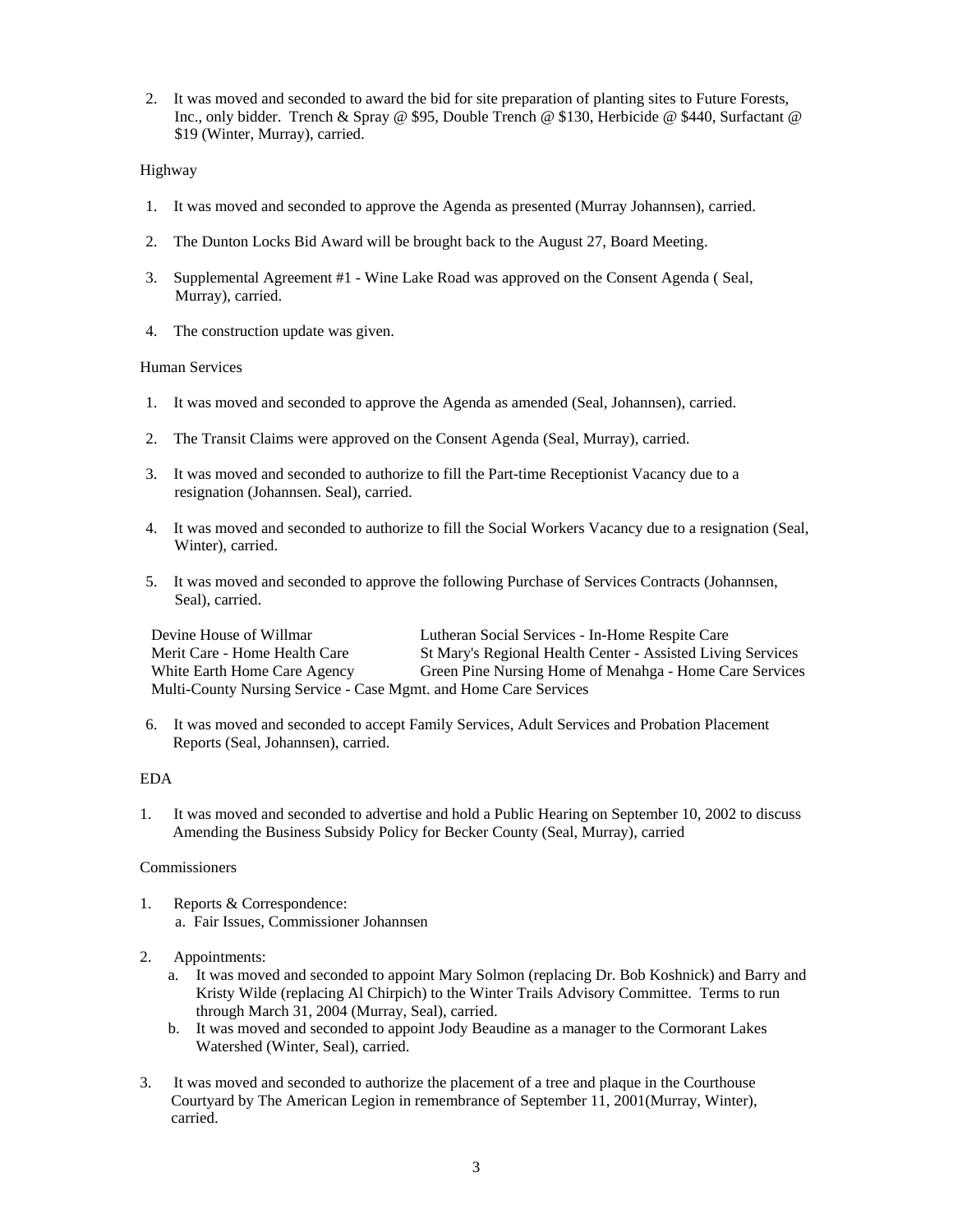2. It was moved and seconded to award the bid for site preparation of planting sites to Future Forests, Inc., only bidder. Trench & Spray @ $95, Double Trench @ $130, Herbicide @ $440, Surfactant @ $19 (Winter, Murray), carried.

Highway

1. It was moved and seconded to approve the Agenda as presented (Murray Johannsen), carried.

2. The Dunton Locks Bid Award will be brought back to the August 27, Board Meeting.

3. Supplemental Agreement #1 - Wine Lake Road was approved on the Consent Agenda ( Seal, Murray), carried.

4. The construction update was given.

Human Services

1. It was moved and seconded to approve the Agenda as amended (Seal, Johannsen), carried.

2. The Transit Claims were approved on the Consent Agenda (Seal, Murray), carried.

3. It was moved and seconded to authorize to fill the Part-time Receptionist Vacancy due to a resignation (Johannsen. Seal), carried.

4. It was moved and seconded to authorize to fill the Social Workers Vacancy due to a resignation (Seal, Winter), carried.

5. It was moved and seconded to approve the following Purchase of Services Contracts (Johannsen, Seal), carried.

   Devine House of Willmar
   Lutheran Social Services - In-Home Respite Care
   Merit Care - Home Health Care
   St Mary's Regional Health Center - Assisted Living Services
   White Earth Home Care Agency
   Green Pine Nursing Home of Menahga - Home Care Services
   Multi-County Nursing Service - Case Mgmt. and Home Care Services

6. It was moved and seconded to accept Family Services, Adult Services and Probation Placement Reports (Seal, Johannsen), carried.

EDA

1. It was moved and seconded to advertise and hold a Public Hearing on September 10, 2002 to discuss Amending the Business Subsidy Policy for Becker County (Seal, Murray), carried

Commissioners

1. Reports & Correspondence:
   a. Fair Issues, Commissioner Johannsen

2. Appointments:
   a. It was moved and seconded to appoint Mary Solmon (replacing Dr. Bob Koshnick) and Barry and Kristy Wilde (replacing Al Chirpich) to the Winter Trails Advisory Committee. Terms to run through March 31, 2004 (Murray, Seal), carried.
   b. It was moved and seconded to appoint Jody Beaudine as a manager to the Cormorant Lakes Watershed (Winter, Seal), carried.

3. It was moved and seconded to authorize the placement of a tree and plaque in the Courthouse Courtyard by The American Legion in remembrance of September 11, 2001(Murray, Winter), carried.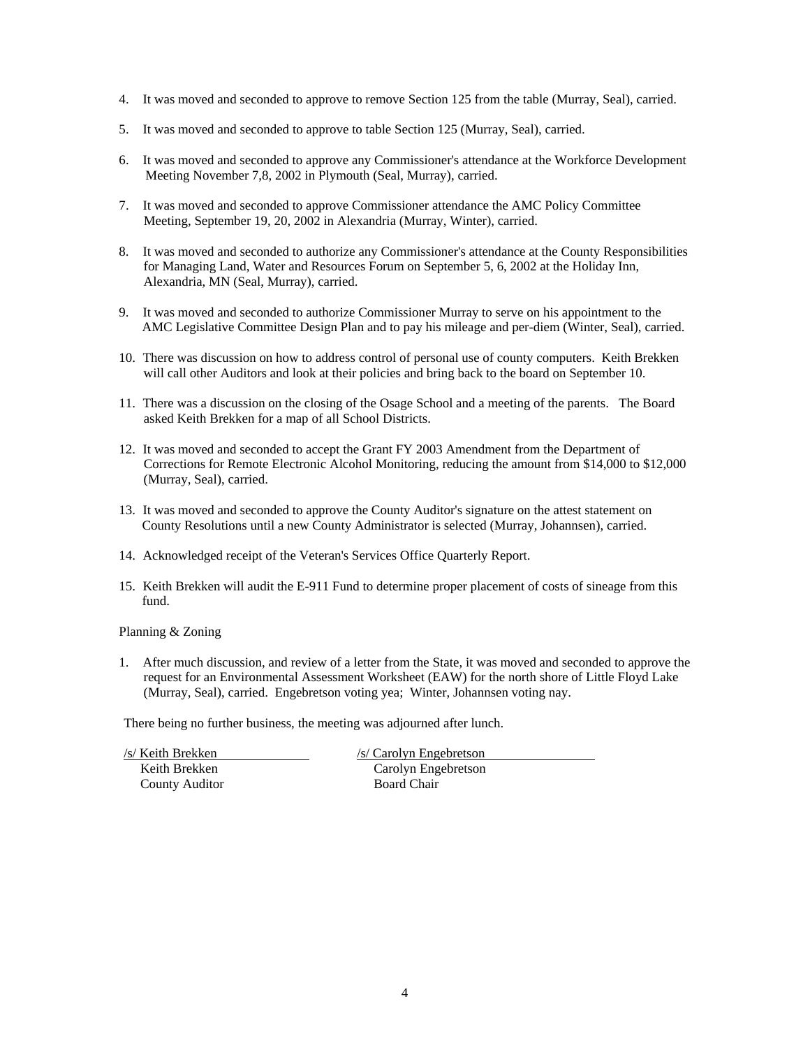4. It was moved and seconded to approve to remove Section 125 from the table (Murray, Seal), carried.

5. It was moved and seconded to approve to table Section 125 (Murray, Seal), carried.

6. It was moved and seconded to approve any Commissioner's attendance at the Workforce Development Meeting November 7,8, 2002 in Plymouth (Seal, Murray), carried.

7. It was moved and seconded to approve Commissioner attendance the AMC Policy Committee Meeting, September 19, 20, 2002 in Alexandria (Murray, Winter), carried.

8. It was moved and seconded to authorize any Commissioner's attendance at the County Responsibilities for Managing Land, Water and Resources Forum on September 5, 6, 2002 at the Holiday Inn, Alexandria, MN (Seal, Murray), carried.

9. It was moved and seconded to authorize Commissioner Murray to serve on his appointment to the AMC Legislative Committee Design Plan and to pay his mileage and per-diem (Winter, Seal), carried.

10. There was discussion on how to address control of personal use of county computers. Keith Brekken will call other Auditors and look at their policies and bring back to the board on September 10.

11. There was a discussion on the closing of the Osage School and a meeting of the parents. The Board asked Keith Brekken for a map of all School Districts.

12. It was moved and seconded to accept the Grant FY 2003 Amendment from the Department of Corrections for Remote Electronic Alcohol Monitoring, reducing the amount from $14,000 to $12,000 (Murray, Seal), carried.

13. It was moved and seconded to approve the County Auditor's signature on the attest statement on County Resolutions until a new County Administrator is selected (Murray, Johannsen), carried.

14. Acknowledged receipt of the Veteran's Services Office Quarterly Report.

15. Keith Brekken will audit the E-911 Fund to determine proper placement of costs of sineage from this fund.

Planning & Zoning

1. After much discussion, and review of a letter from the State, it was moved and seconded to approve the request for an Environmental Assessment Worksheet (EAW) for the north shore of Little Floyd Lake (Murray, Seal), carried. Engebretson voting yea; Winter, Johannsen voting nay.

There being no further business, the meeting was adjourned after lunch.

| | |
|---|---|
| /s/ Keith Brekken | /s/ Carolyn Engebretson |
| Keith Brekken | Carolyn Engebretson |
| County Auditor | Board Chair |